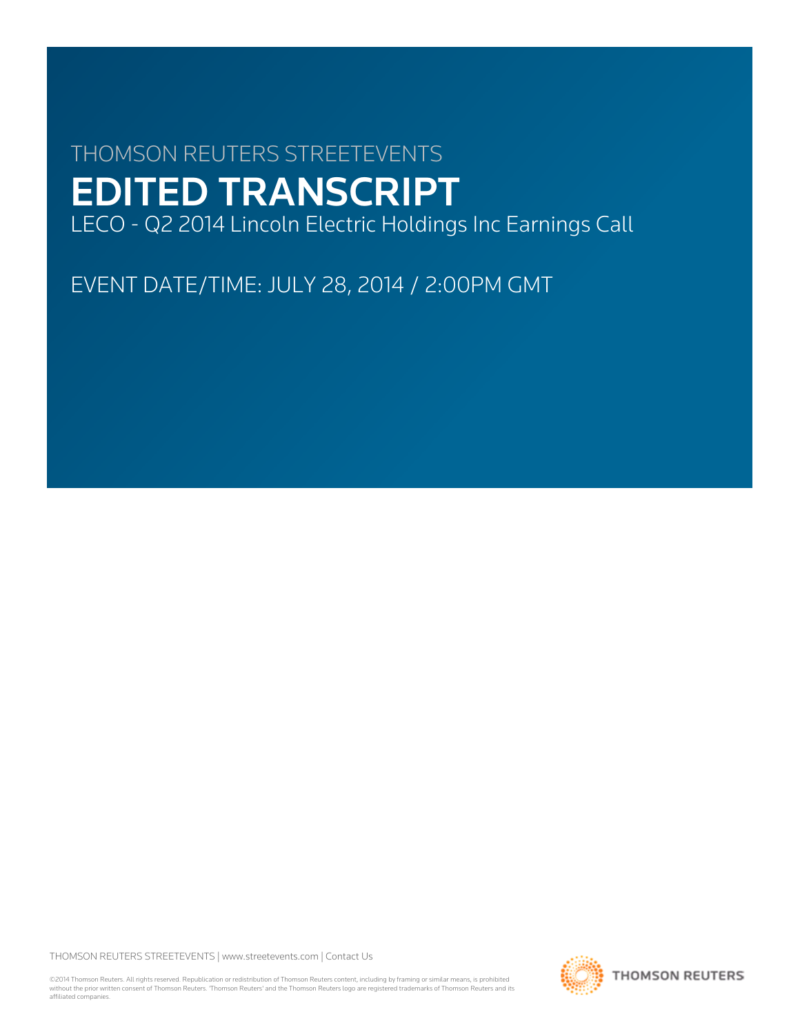THOMSON REUTERS STREETEVENTS

# EDITED TRANSCRIPT

LECO - Q2 2014 Lincoln Electric Holdings Inc Earnings Call

EVENT DATE/TIME: JULY 28, 2014 / 2:00PM GMT

THOMSON REUTERS STREETEVENTS | www.streetevents.com | Contact Us

©2014 Thomson Reuters. All rights reserved. Republication or redistribution of Thomson Reuters content, including by framing or similar means, is prohibited without the prior written consent of Thomson Reuters. 'Thomson Reuters' and the Thomson Reuters logo are registered trademarks of Thomson Reuters and its affiliated companies.

THOMSON REUTERS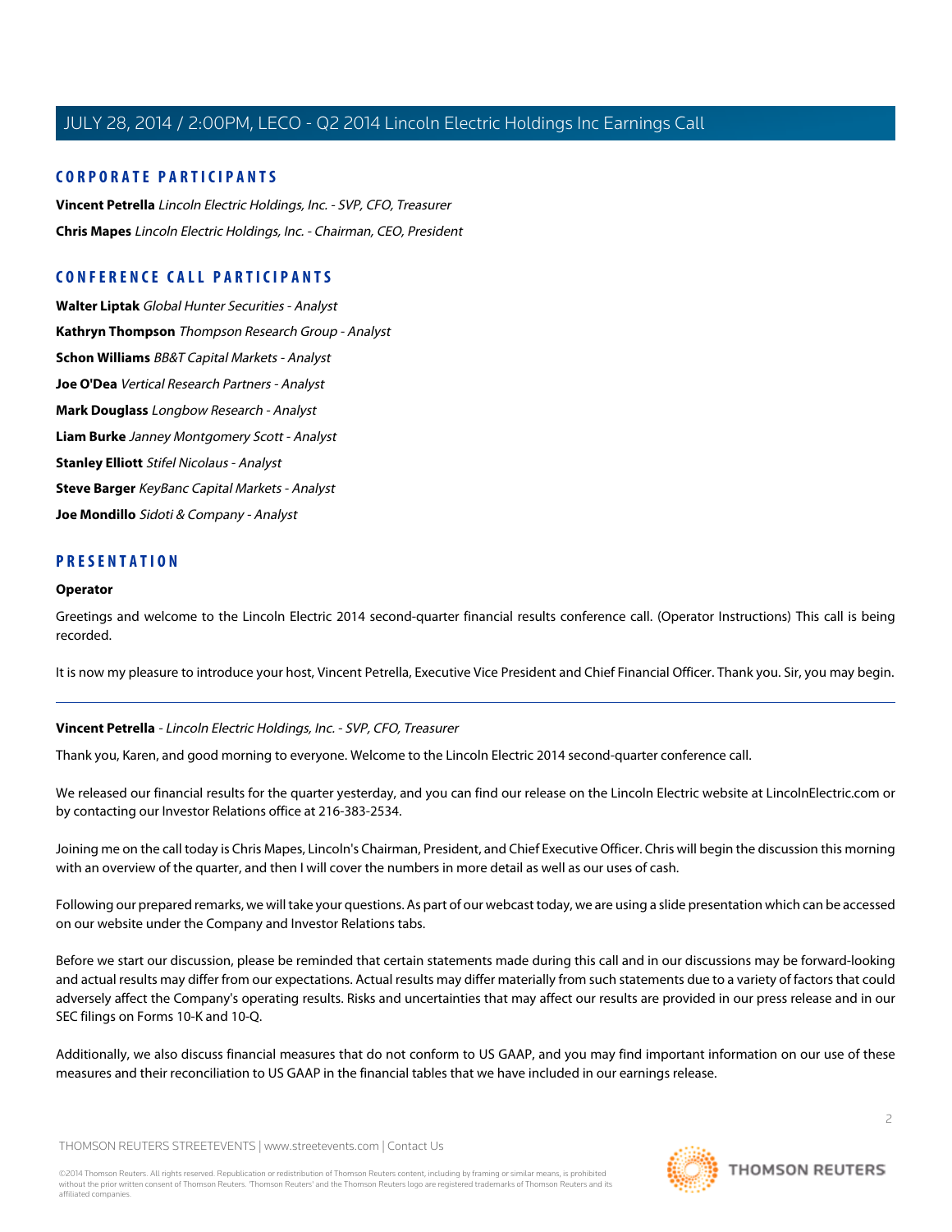## CORPORATE PARTICIPANTS

**Vincent Petrella** *Lincoln Electric Holdings, Inc. - SVP, CFO, Treasurer*

**Chris Mapes** *Lincoln Electric Holdings, Inc. - Chairman, CEO, President*

## CONFERENCE CALL PARTICIPANTS

**Walter Liptak** *Global Hunter Securities - Analyst*

**Kathryn Thompson** *Thompson Research Group - Analyst*

**Schon Williams** *BB&T Capital Markets - Analyst*

**Joe O'Dea** *Vertical Research Partners - Analyst*

**Mark Douglass** *Longbow Research - Analyst*

**Liam Burke** *Janney Montgomery Scott - Analyst*

**Stanley Elliott** *Stifel Nicolaus - Analyst*

**Steve Barger** *KeyBanc Capital Markets - Analyst*

**Joe Mondillo** *Sidoti & Company - Analyst*

## PRESENTATION

**Operator**

Greetings and welcome to the Lincoln Electric 2014 second-quarter financial results conference call. (Operator Instructions) This call is being recorded.

It is now my pleasure to introduce your host, Vincent Petrella, Executive Vice President and Chief Financial Officer. Thank you. Sir, you may begin.

---

**Vincent Petrella** - *Lincoln Electric Holdings, Inc. - SVP, CFO, Treasurer*

Thank you, Karen, and good morning to everyone. Welcome to the Lincoln Electric 2014 second-quarter conference call.

We released our financial results for the quarter yesterday, and you can find our release on the Lincoln Electric website at LincolnElectric.com or by contacting our Investor Relations office at 216-383-2534.

Joining me on the call today is Chris Mapes, Lincoln's Chairman, President, and Chief Executive Officer. Chris will begin the discussion this morning with an overview of the quarter, and then I will cover the numbers in more detail as well as our uses of cash.

Following our prepared remarks, we will take your questions. As part of our webcast today, we are using a slide presentation which can be accessed on our website under the Company and Investor Relations tabs.

Before we start our discussion, please be reminded that certain statements made during this call and in our discussions may be forward-looking and actual results may differ from our expectations. Actual results may differ materially from such statements due to a variety of factors that could adversely affect the Company's operating results. Risks and uncertainties that may affect our results are provided in our press release and in our SEC filings on Forms 10-K and 10-Q.

Additionally, we also discuss financial measures that do not conform to US GAAP, and you may find important information on our use of these measures and their reconciliation to US GAAP in the financial tables that we have included in our earnings release.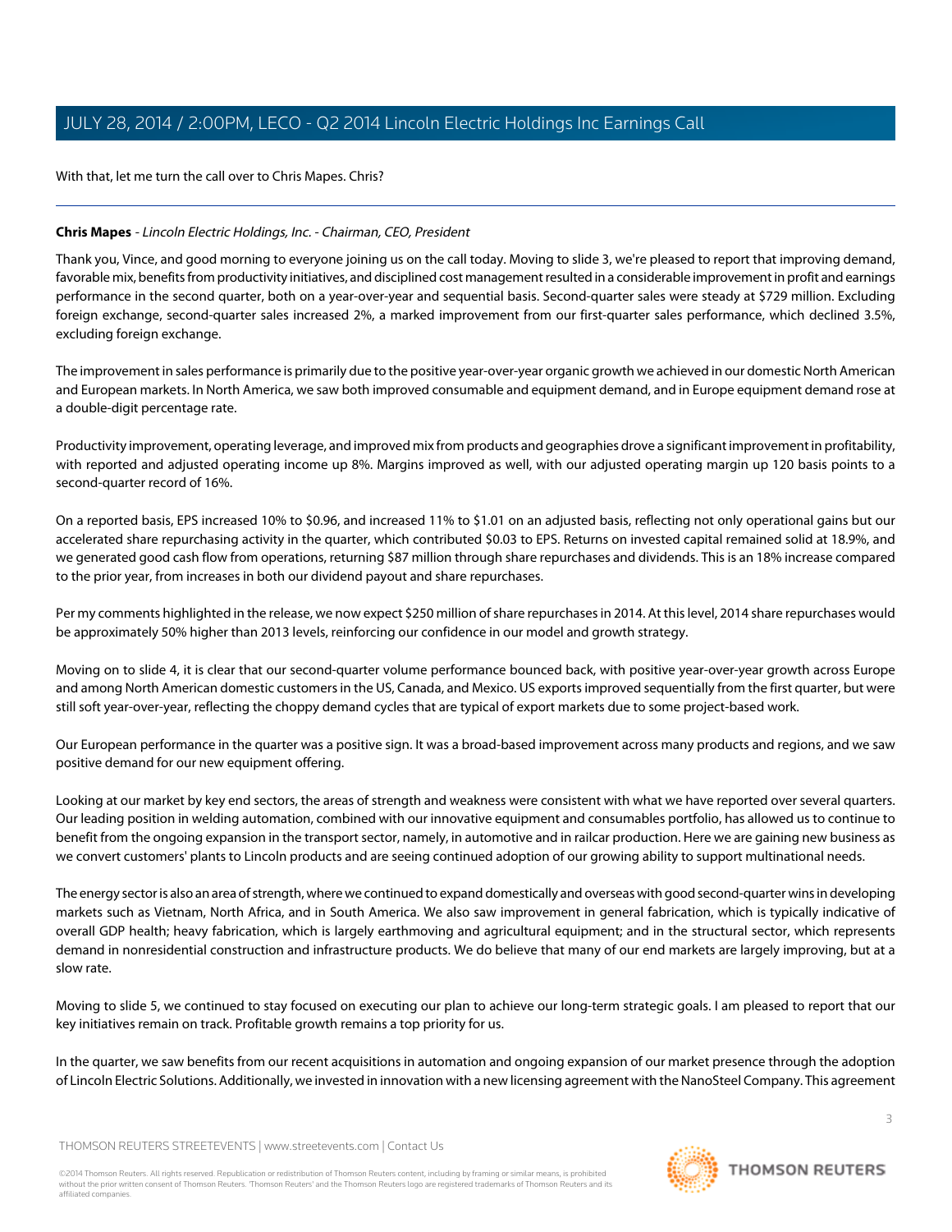With that, let me turn the call over to Chris Mapes. Chris?

---

**Chris Mapes** - *Lincoln Electric Holdings, Inc. - Chairman, CEO, President*

Thank you, Vince, and good morning to everyone joining us on the call today. Moving to slide 3, we're pleased to report that improving demand, favorable mix, benefits from productivity initiatives, and disciplined cost management resulted in a considerable improvement in profit and earnings performance in the second quarter, both on a year-over-year and sequential basis. Second-quarter sales were steady at $729 million. Excluding foreign exchange, second-quarter sales increased 2%, a marked improvement from our first-quarter sales performance, which declined 3.5%, excluding foreign exchange.

The improvement in sales performance is primarily due to the positive year-over-year organic growth we achieved in our domestic North American and European markets. In North America, we saw both improved consumable and equipment demand, and in Europe equipment demand rose at a double-digit percentage rate.

Productivity improvement, operating leverage, and improved mix from products and geographies drove a significant improvement in profitability, with reported and adjusted operating income up 8%. Margins improved as well, with our adjusted operating margin up 120 basis points to a second-quarter record of 16%.

On a reported basis, EPS increased 10% to $0.96, and increased 11% to $1.01 on an adjusted basis, reflecting not only operational gains but our accelerated share repurchasing activity in the quarter, which contributed $0.03 to EPS. Returns on invested capital remained solid at 18.9%, and we generated good cash flow from operations, returning $87 million through share repurchases and dividends. This is an 18% increase compared to the prior year, from increases in both our dividend payout and share repurchases.

Per my comments highlighted in the release, we now expect $250 million of share repurchases in 2014. At this level, 2014 share repurchases would be approximately 50% higher than 2013 levels, reinforcing our confidence in our model and growth strategy.

Moving on to slide 4, it is clear that our second-quarter volume performance bounced back, with positive year-over-year growth across Europe and among North American domestic customers in the US, Canada, and Mexico. US exports improved sequentially from the first quarter, but were still soft year-over-year, reflecting the choppy demand cycles that are typical of export markets due to some project-based work.

Our European performance in the quarter was a positive sign. It was a broad-based improvement across many products and regions, and we saw positive demand for our new equipment offering.

Looking at our market by key end sectors, the areas of strength and weakness were consistent with what we have reported over several quarters. Our leading position in welding automation, combined with our innovative equipment and consumables portfolio, has allowed us to continue to benefit from the ongoing expansion in the transport sector, namely, in automotive and in railcar production. Here we are gaining new business as we convert customers' plants to Lincoln products and are seeing continued adoption of our growing ability to support multinational needs.

The energy sector is also an area of strength, where we continued to expand domestically and overseas with good second-quarter wins in developing markets such as Vietnam, North Africa, and in South America. We also saw improvement in general fabrication, which is typically indicative of overall GDP health; heavy fabrication, which is largely earthmoving and agricultural equipment; and in the structural sector, which represents demand in nonresidential construction and infrastructure products. We do believe that many of our end markets are largely improving, but at a slow rate.

Moving to slide 5, we continued to stay focused on executing our plan to achieve our long-term strategic goals. I am pleased to report that our key initiatives remain on track. Profitable growth remains a top priority for us.

In the quarter, we saw benefits from our recent acquisitions in automation and ongoing expansion of our market presence through the adoption of Lincoln Electric Solutions. Additionally, we invested in innovation with a new licensing agreement with the NanoSteel Company. This agreement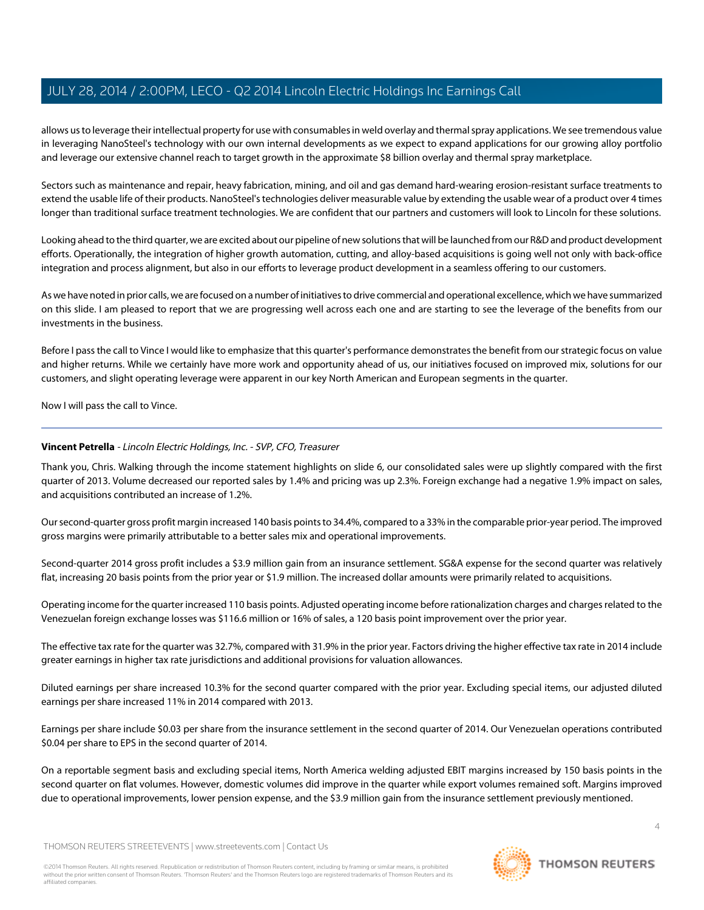allows us to leverage their intellectual property for use with consumables in weld overlay and thermal spray applications. We see tremendous value in leveraging NanoSteel's technology with our own internal developments as we expect to expand applications for our growing alloy portfolio and leverage our extensive channel reach to target growth in the approximate $8 billion overlay and thermal spray marketplace.

Sectors such as maintenance and repair, heavy fabrication, mining, and oil and gas demand hard-wearing erosion-resistant surface treatments to extend the usable life of their products. NanoSteel's technologies deliver measurable value by extending the usable wear of a product over 4 times longer than traditional surface treatment technologies. We are confident that our partners and customers will look to Lincoln for these solutions.

Looking ahead to the third quarter, we are excited about our pipeline of new solutions that will be launched from our R&D and product development efforts. Operationally, the integration of higher growth automation, cutting, and alloy-based acquisitions is going well not only with back-office integration and process alignment, but also in our efforts to leverage product development in a seamless offering to our customers.

As we have noted in prior calls, we are focused on a number of initiatives to drive commercial and operational excellence, which we have summarized on this slide. I am pleased to report that we are progressing well across each one and are starting to see the leverage of the benefits from our investments in the business.

Before I pass the call to Vince I would like to emphasize that this quarter's performance demonstrates the benefit from our strategic focus on value and higher returns. While we certainly have more work and opportunity ahead of us, our initiatives focused on improved mix, solutions for our customers, and slight operating leverage were apparent in our key North American and European segments in the quarter.

Now I will pass the call to Vince.

---

**Vincent Petrella** - *Lincoln Electric Holdings, Inc. - SVP, CFO, Treasurer*

Thank you, Chris. Walking through the income statement highlights on slide 6, our consolidated sales were up slightly compared with the first quarter of 2013. Volume decreased our reported sales by 1.4% and pricing was up 2.3%. Foreign exchange had a negative 1.9% impact on sales, and acquisitions contributed an increase of 1.2%.

Our second-quarter gross profit margin increased 140 basis points to 34.4%, compared to a 33% in the comparable prior-year period. The improved gross margins were primarily attributable to a better sales mix and operational improvements.

Second-quarter 2014 gross profit includes a $3.9 million gain from an insurance settlement. SG&A expense for the second quarter was relatively flat, increasing 20 basis points from the prior year or $1.9 million. The increased dollar amounts were primarily related to acquisitions.

Operating income for the quarter increased 110 basis points. Adjusted operating income before rationalization charges and charges related to the Venezuelan foreign exchange losses was $116.6 million or 16% of sales, a 120 basis point improvement over the prior year.

The effective tax rate for the quarter was 32.7%, compared with 31.9% in the prior year. Factors driving the higher effective tax rate in 2014 include greater earnings in higher tax rate jurisdictions and additional provisions for valuation allowances.

Diluted earnings per share increased 10.3% for the second quarter compared with the prior year. Excluding special items, our adjusted diluted earnings per share increased 11% in 2014 compared with 2013.

Earnings per share include $0.03 per share from the insurance settlement in the second quarter of 2014. Our Venezuelan operations contributed $0.04 per share to EPS in the second quarter of 2014.

On a reportable segment basis and excluding special items, North America welding adjusted EBIT margins increased by 150 basis points in the second quarter on flat volumes. However, domestic volumes did improve in the quarter while export volumes remained soft. Margins improved due to operational improvements, lower pension expense, and the $3.9 million gain from the insurance settlement previously mentioned.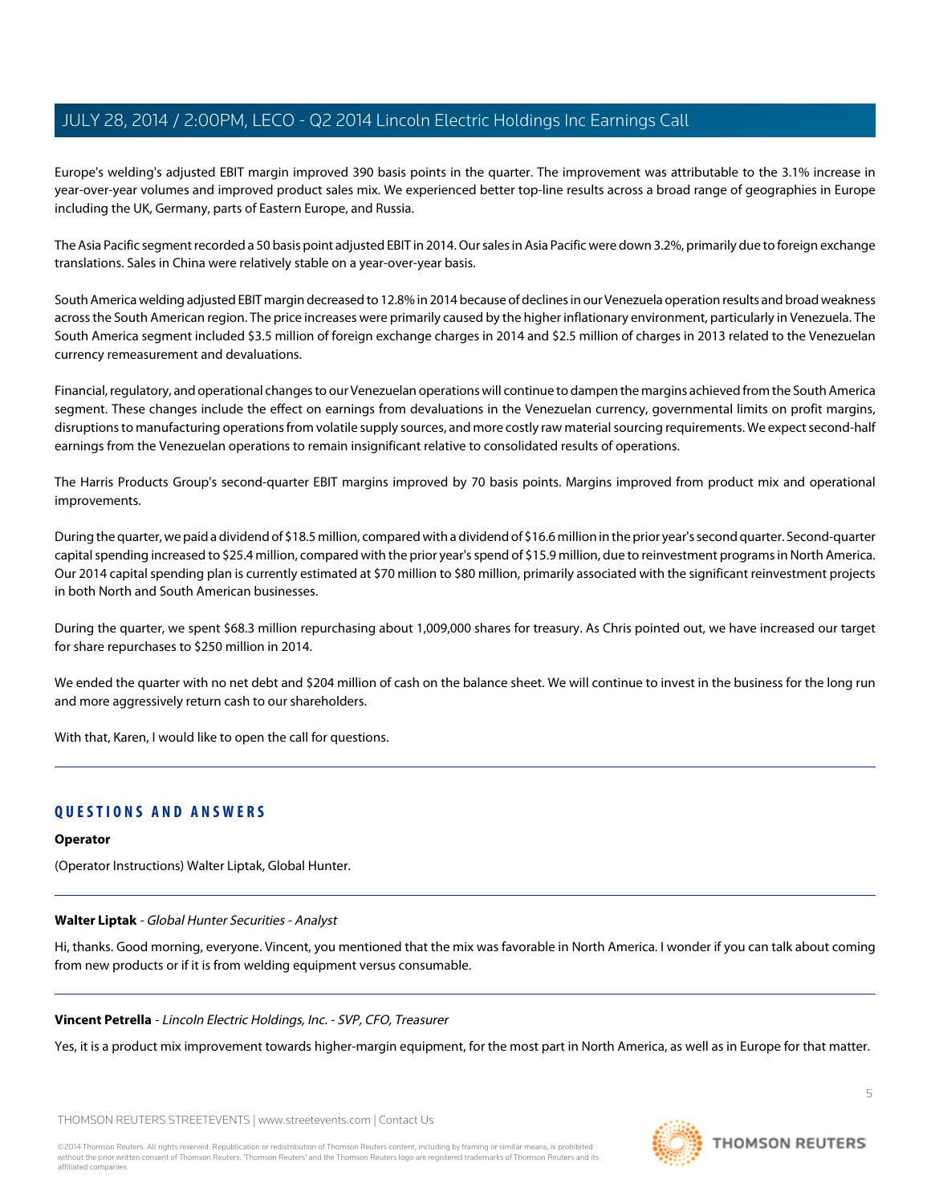Europe's welding's adjusted EBIT margin improved 390 basis points in the quarter. The improvement was attributable to the 3.1% increase in year-over-year volumes and improved product sales mix. We experienced better top-line results across a broad range of geographies in Europe including the UK, Germany, parts of Eastern Europe, and Russia.

The Asia Pacific segment recorded a 50 basis point adjusted EBIT in 2014. Our sales in Asia Pacific were down 3.2%, primarily due to foreign exchange translations. Sales in China were relatively stable on a year-over-year basis.

South America welding adjusted EBIT margin decreased to 12.8% in 2014 because of declines in our Venezuela operation results and broad weakness across the South American region. The price increases were primarily caused by the higher inflationary environment, particularly in Venezuela. The South America segment included $3.5 million of foreign exchange charges in 2014 and $2.5 million of charges in 2013 related to the Venezuelan currency remeasurement and devaluations.

Financial, regulatory, and operational changes to our Venezuelan operations will continue to dampen the margins achieved from the South America segment. These changes include the effect on earnings from devaluations in the Venezuelan currency, governmental limits on profit margins, disruptions to manufacturing operations from volatile supply sources, and more costly raw material sourcing requirements. We expect second-half earnings from the Venezuelan operations to remain insignificant relative to consolidated results of operations.

The Harris Products Group's second-quarter EBIT margins improved by 70 basis points. Margins improved from product mix and operational improvements.

During the quarter, we paid a dividend of $18.5 million, compared with a dividend of $16.6 million in the prior year's second quarter. Second-quarter capital spending increased to $25.4 million, compared with the prior year's spend of $15.9 million, due to reinvestment programs in North America. Our 2014 capital spending plan is currently estimated at $70 million to $80 million, primarily associated with the significant reinvestment projects in both North and South American businesses.

During the quarter, we spent $68.3 million repurchasing about 1,009,000 shares for treasury. As Chris pointed out, we have increased our target for share repurchases to $250 million in 2014.

We ended the quarter with no net debt and $204 million of cash on the balance sheet. We will continue to invest in the business for the long run and more aggressively return cash to our shareholders.

With that, Karen, I would like to open the call for questions.

---

## QUESTIONS AND ANSWERS

**Operator**

(Operator Instructions) Walter Liptak, Global Hunter.

---

**Walter Liptak** - *Global Hunter Securities - Analyst*

Hi, thanks. Good morning, everyone. Vincent, you mentioned that the mix was favorable in North America. I wonder if you can talk about coming from new products or if it is from welding equipment versus consumable.

---

**Vincent Petrella** - *Lincoln Electric Holdings, Inc. - SVP, CFO, Treasurer*

Yes, it is a product mix improvement towards higher-margin equipment, for the most part in North America, as well as in Europe for that matter.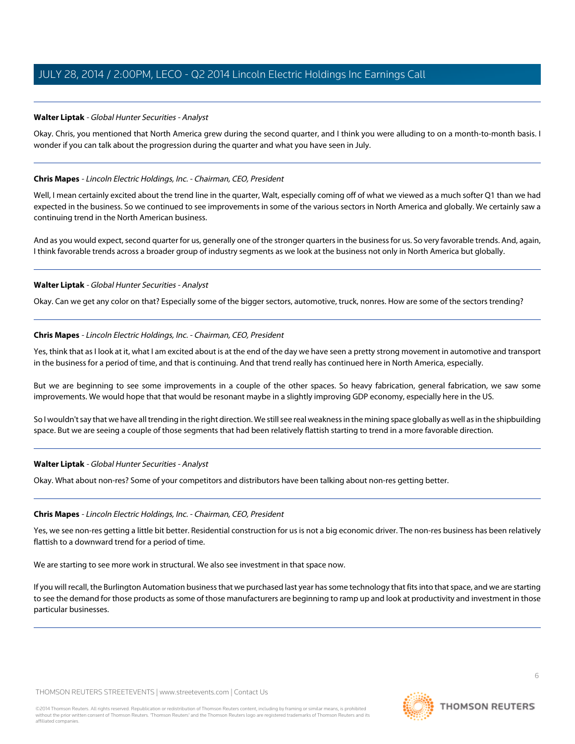**Walter Liptak** - *Global Hunter Securities - Analyst*

Okay. Chris, you mentioned that North America grew during the second quarter, and I think you were alluding to on a month-to-month basis. I wonder if you can talk about the progression during the quarter and what you have seen in July.

---

**Chris Mapes** - *Lincoln Electric Holdings, Inc. - Chairman, CEO, President*

Well, I mean certainly excited about the trend line in the quarter, Walt, especially coming off of what we viewed as a much softer Q1 than we had expected in the business. So we continued to see improvements in some of the various sectors in North America and globally. We certainly saw a continuing trend in the North American business.

And as you would expect, second quarter for us, generally one of the stronger quarters in the business for us. So very favorable trends. And, again, I think favorable trends across a broader group of industry segments as we look at the business not only in North America but globally.

---

**Walter Liptak** - *Global Hunter Securities - Analyst*

Okay. Can we get any color on that? Especially some of the bigger sectors, automotive, truck, nonres. How are some of the sectors trending?

---

**Chris Mapes** - *Lincoln Electric Holdings, Inc. - Chairman, CEO, President*

Yes, think that as I look at it, what I am excited about is at the end of the day we have seen a pretty strong movement in automotive and transport in the business for a period of time, and that is continuing. And that trend really has continued here in North America, especially.

But we are beginning to see some improvements in a couple of the other spaces. So heavy fabrication, general fabrication, we saw some improvements. We would hope that that would be resonant maybe in a slightly improving GDP economy, especially here in the US.

So I wouldn't say that we have all trending in the right direction. We still see real weakness in the mining space globally as well as in the shipbuilding space. But we are seeing a couple of those segments that had been relatively flattish starting to trend in a more favorable direction.

---

**Walter Liptak** - *Global Hunter Securities - Analyst*

Okay. What about non-res? Some of your competitors and distributors have been talking about non-res getting better.

---

**Chris Mapes** - *Lincoln Electric Holdings, Inc. - Chairman, CEO, President*

Yes, we see non-res getting a little bit better. Residential construction for us is not a big economic driver. The non-res business has been relatively flattish to a downward trend for a period of time.

We are starting to see more work in structural. We also see investment in that space now.

If you will recall, the Burlington Automation business that we purchased last year has some technology that fits into that space, and we are starting to see the demand for those products as some of those manufacturers are beginning to ramp up and look at productivity and investment in those particular businesses.

---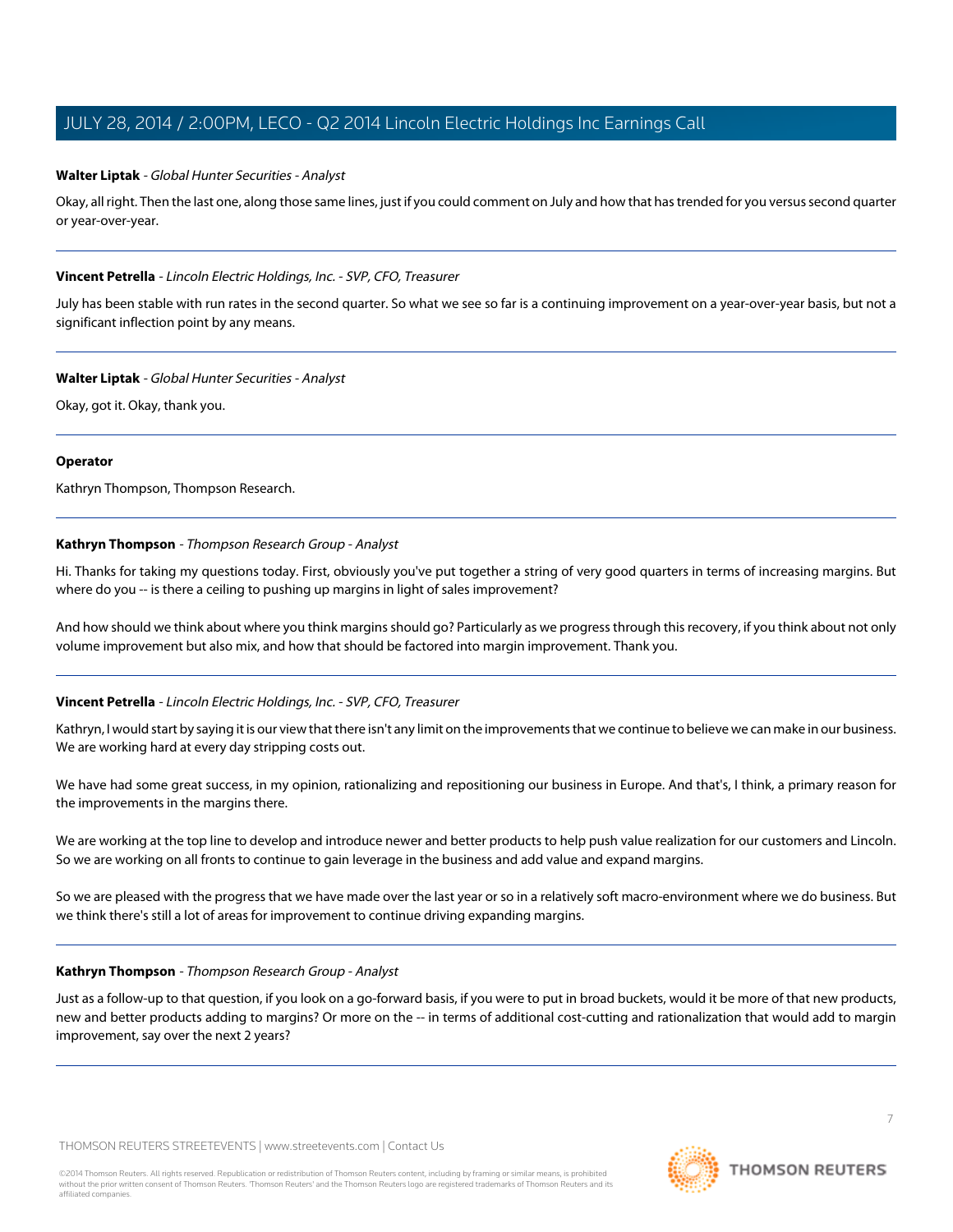**Walter Liptak** - *Global Hunter Securities - Analyst*

Okay, all right. Then the last one, along those same lines, just if you could comment on July and how that has trended for you versus second quarter or year-over-year.

---

**Vincent Petrella** - *Lincoln Electric Holdings, Inc. - SVP, CFO, Treasurer*

July has been stable with run rates in the second quarter. So what we see so far is a continuing improvement on a year-over-year basis, but not a significant inflection point by any means.

---

**Walter Liptak** - *Global Hunter Securities - Analyst*

Okay, got it. Okay, thank you.

---

**Operator**

Kathryn Thompson, Thompson Research.

---

**Kathryn Thompson** - *Thompson Research Group - Analyst*

Hi. Thanks for taking my questions today. First, obviously you've put together a string of very good quarters in terms of increasing margins. But where do you -- is there a ceiling to pushing up margins in light of sales improvement?

And how should we think about where you think margins should go? Particularly as we progress through this recovery, if you think about not only volume improvement but also mix, and how that should be factored into margin improvement. Thank you.

---

**Vincent Petrella** - *Lincoln Electric Holdings, Inc. - SVP, CFO, Treasurer*

Kathryn, I would start by saying it is our view that there isn't any limit on the improvements that we continue to believe we can make in our business. We are working hard at every day stripping costs out.

We have had some great success, in my opinion, rationalizing and repositioning our business in Europe. And that's, I think, a primary reason for the improvements in the margins there.

We are working at the top line to develop and introduce newer and better products to help push value realization for our customers and Lincoln. So we are working on all fronts to continue to gain leverage in the business and add value and expand margins.

So we are pleased with the progress that we have made over the last year or so in a relatively soft macro-environment where we do business. But we think there's still a lot of areas for improvement to continue driving expanding margins.

---

**Kathryn Thompson** - *Thompson Research Group - Analyst*

Just as a follow-up to that question, if you look on a go-forward basis, if you were to put in broad buckets, would it be more of that new products, new and better products adding to margins? Or more on the -- in terms of additional cost-cutting and rationalization that would add to margin improvement, say over the next 2 years?

---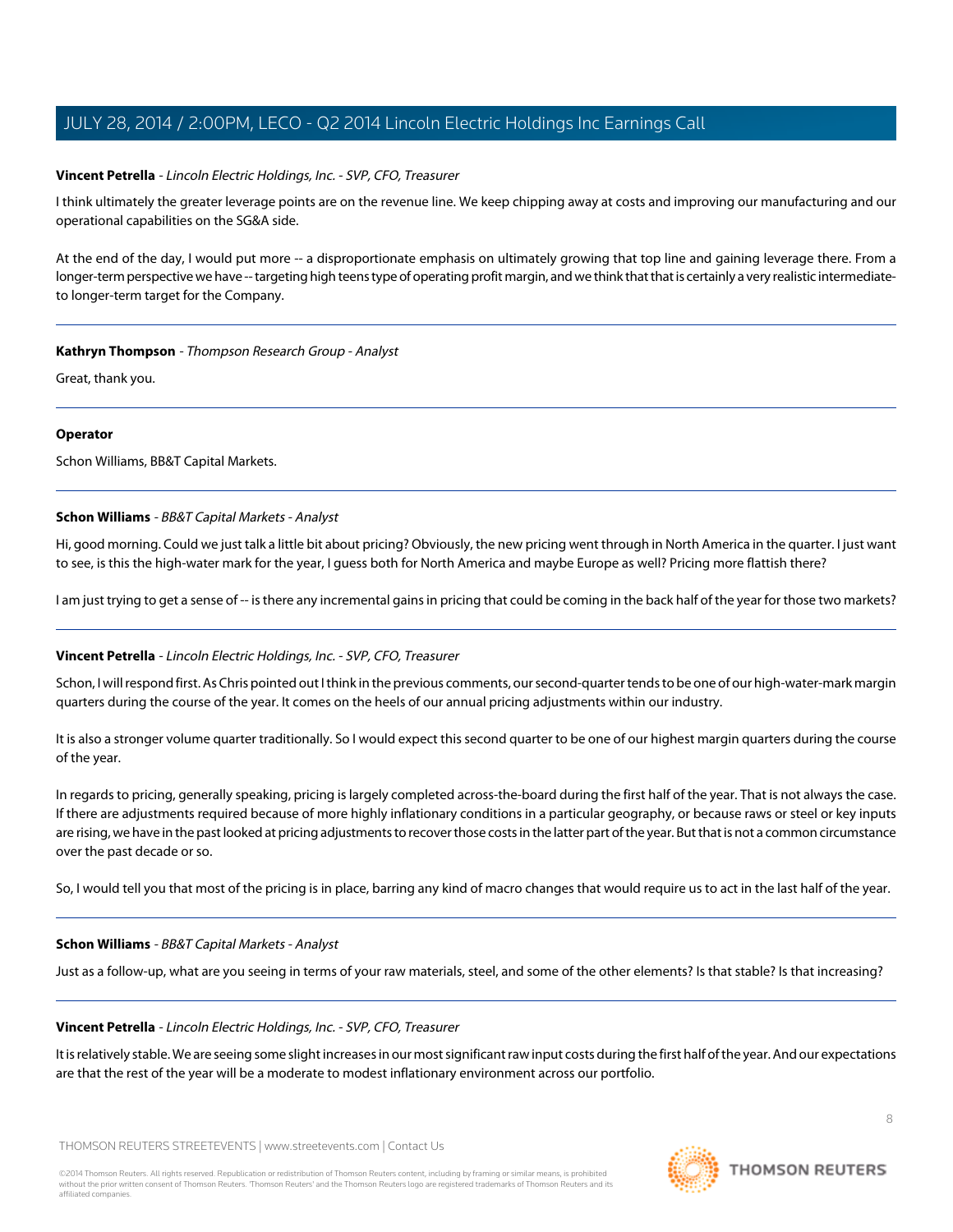**Vincent Petrella** - *Lincoln Electric Holdings, Inc. - SVP, CFO, Treasurer*

I think ultimately the greater leverage points are on the revenue line. We keep chipping away at costs and improving our manufacturing and our operational capabilities on the SG&A side.

At the end of the day, I would put more -- a disproportionate emphasis on ultimately growing that top line and gaining leverage there. From a longer-term perspective we have -- targeting high teens type of operating profit margin, and we think that that is certainly a very realistic intermediate- to longer-term target for the Company.

---

**Kathryn Thompson** - *Thompson Research Group - Analyst*

Great, thank you.

---

**Operator**

Schon Williams, BB&T Capital Markets.

---

**Schon Williams** - *BB&T Capital Markets - Analyst*

Hi, good morning. Could we just talk a little bit about pricing? Obviously, the new pricing went through in North America in the quarter. I just want to see, is this the high-water mark for the year, I guess both for North America and maybe Europe as well? Pricing more flattish there?

I am just trying to get a sense of -- is there any incremental gains in pricing that could be coming in the back half of the year for those two markets?

---

**Vincent Petrella** - *Lincoln Electric Holdings, Inc. - SVP, CFO, Treasurer*

Schon, I will respond first. As Chris pointed out I think in the previous comments, our second-quarter tends to be one of our high-water-mark margin quarters during the course of the year. It comes on the heels of our annual pricing adjustments within our industry.

It is also a stronger volume quarter traditionally. So I would expect this second quarter to be one of our highest margin quarters during the course of the year.

In regards to pricing, generally speaking, pricing is largely completed across-the-board during the first half of the year. That is not always the case. If there are adjustments required because of more highly inflationary conditions in a particular geography, or because raws or steel or key inputs are rising, we have in the past looked at pricing adjustments to recover those costs in the latter part of the year. But that is not a common circumstance over the past decade or so.

So, I would tell you that most of the pricing is in place, barring any kind of macro changes that would require us to act in the last half of the year.

---

**Schon Williams** - *BB&T Capital Markets - Analyst*

Just as a follow-up, what are you seeing in terms of your raw materials, steel, and some of the other elements? Is that stable? Is that increasing?

---

**Vincent Petrella** - *Lincoln Electric Holdings, Inc. - SVP, CFO, Treasurer*

It is relatively stable. We are seeing some slight increases in our most significant raw input costs during the first half of the year. And our expectations are that the rest of the year will be a moderate to modest inflationary environment across our portfolio.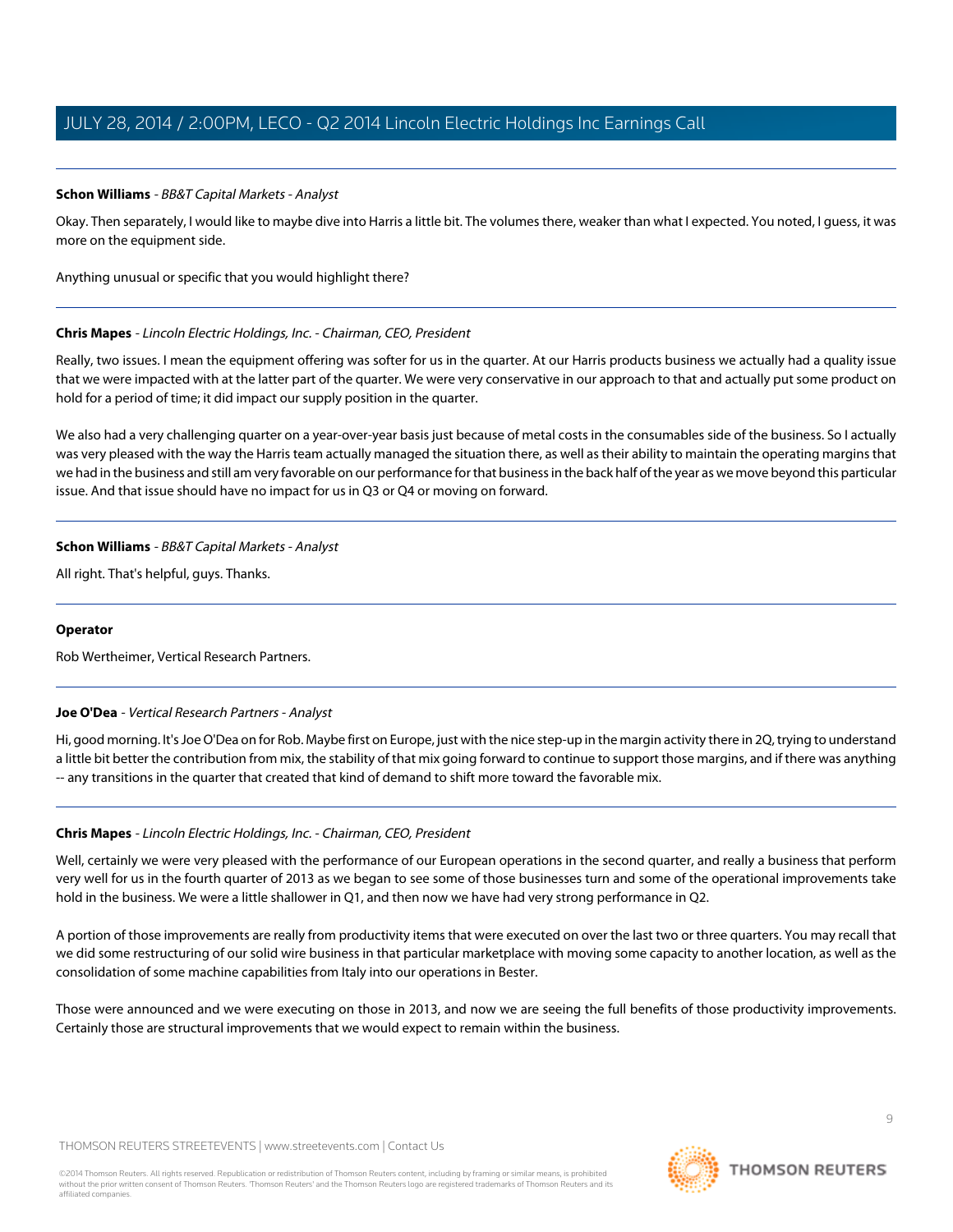**Schon Williams** - *BB&T Capital Markets - Analyst*

Okay. Then separately, I would like to maybe dive into Harris a little bit. The volumes there, weaker than what I expected. You noted, I guess, it was more on the equipment side.

Anything unusual or specific that you would highlight there?

---

**Chris Mapes** - *Lincoln Electric Holdings, Inc. - Chairman, CEO, President*

Really, two issues. I mean the equipment offering was softer for us in the quarter. At our Harris products business we actually had a quality issue that we were impacted with at the latter part of the quarter. We were very conservative in our approach to that and actually put some product on hold for a period of time; it did impact our supply position in the quarter.

We also had a very challenging quarter on a year-over-year basis just because of metal costs in the consumables side of the business. So I actually was very pleased with the way the Harris team actually managed the situation there, as well as their ability to maintain the operating margins that we had in the business and still am very favorable on our performance for that business in the back half of the year as we move beyond this particular issue. And that issue should have no impact for us in Q3 or Q4 or moving on forward.

---

**Schon Williams** - *BB&T Capital Markets - Analyst*

All right. That's helpful, guys. Thanks.

---

**Operator**

Rob Wertheimer, Vertical Research Partners.

---

**Joe O'Dea** - *Vertical Research Partners - Analyst*

Hi, good morning. It's Joe O'Dea on for Rob. Maybe first on Europe, just with the nice step-up in the margin activity there in 2Q, trying to understand a little bit better the contribution from mix, the stability of that mix going forward to continue to support those margins, and if there was anything -- any transitions in the quarter that created that kind of demand to shift more toward the favorable mix.

---

**Chris Mapes** - *Lincoln Electric Holdings, Inc. - Chairman, CEO, President*

Well, certainly we were very pleased with the performance of our European operations in the second quarter, and really a business that perform very well for us in the fourth quarter of 2013 as we began to see some of those businesses turn and some of the operational improvements take hold in the business. We were a little shallower in Q1, and then now we have had very strong performance in Q2.

A portion of those improvements are really from productivity items that were executed on over the last two or three quarters. You may recall that we did some restructuring of our solid wire business in that particular marketplace with moving some capacity to another location, as well as the consolidation of some machine capabilities from Italy into our operations in Bester.

Those were announced and we were executing on those in 2013, and now we are seeing the full benefits of those productivity improvements. Certainly those are structural improvements that we would expect to remain within the business.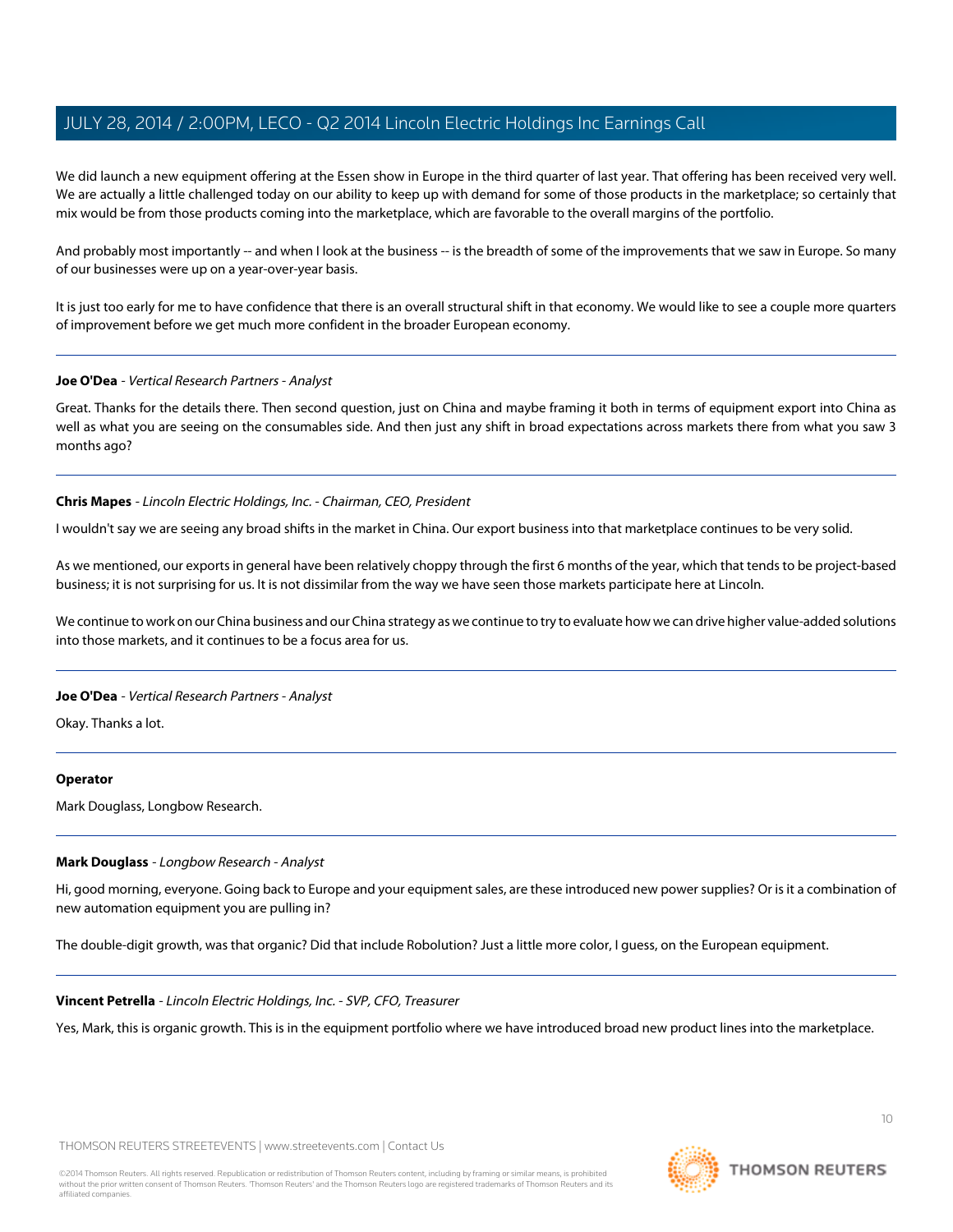We did launch a new equipment offering at the Essen show in Europe in the third quarter of last year. That offering has been received very well. We are actually a little challenged today on our ability to keep up with demand for some of those products in the marketplace; so certainly that mix would be from those products coming into the marketplace, which are favorable to the overall margins of the portfolio.

And probably most importantly -- and when I look at the business -- is the breadth of some of the improvements that we saw in Europe. So many of our businesses were up on a year-over-year basis.

It is just too early for me to have confidence that there is an overall structural shift in that economy. We would like to see a couple more quarters of improvement before we get much more confident in the broader European economy.

---

**Joe O'Dea** - *Vertical Research Partners - Analyst*

Great. Thanks for the details there. Then second question, just on China and maybe framing it both in terms of equipment export into China as well as what you are seeing on the consumables side. And then just any shift in broad expectations across markets there from what you saw 3 months ago?

---

**Chris Mapes** - *Lincoln Electric Holdings, Inc. - Chairman, CEO, President*

I wouldn't say we are seeing any broad shifts in the market in China. Our export business into that marketplace continues to be very solid.

As we mentioned, our exports in general have been relatively choppy through the first 6 months of the year, which that tends to be project-based business; it is not surprising for us. It is not dissimilar from the way we have seen those markets participate here at Lincoln.

We continue to work on our China business and our China strategy as we continue to try to evaluate how we can drive higher value-added solutions into those markets, and it continues to be a focus area for us.

---

**Joe O'Dea** - *Vertical Research Partners - Analyst*

Okay. Thanks a lot.

---

**Operator**

Mark Douglass, Longbow Research.

---

**Mark Douglass** - *Longbow Research - Analyst*

Hi, good morning, everyone. Going back to Europe and your equipment sales, are these introduced new power supplies? Or is it a combination of new automation equipment you are pulling in?

The double-digit growth, was that organic? Did that include Robolution? Just a little more color, I guess, on the European equipment.

---

**Vincent Petrella** - *Lincoln Electric Holdings, Inc. - SVP, CFO, Treasurer*

Yes, Mark, this is organic growth. This is in the equipment portfolio where we have introduced broad new product lines into the marketplace.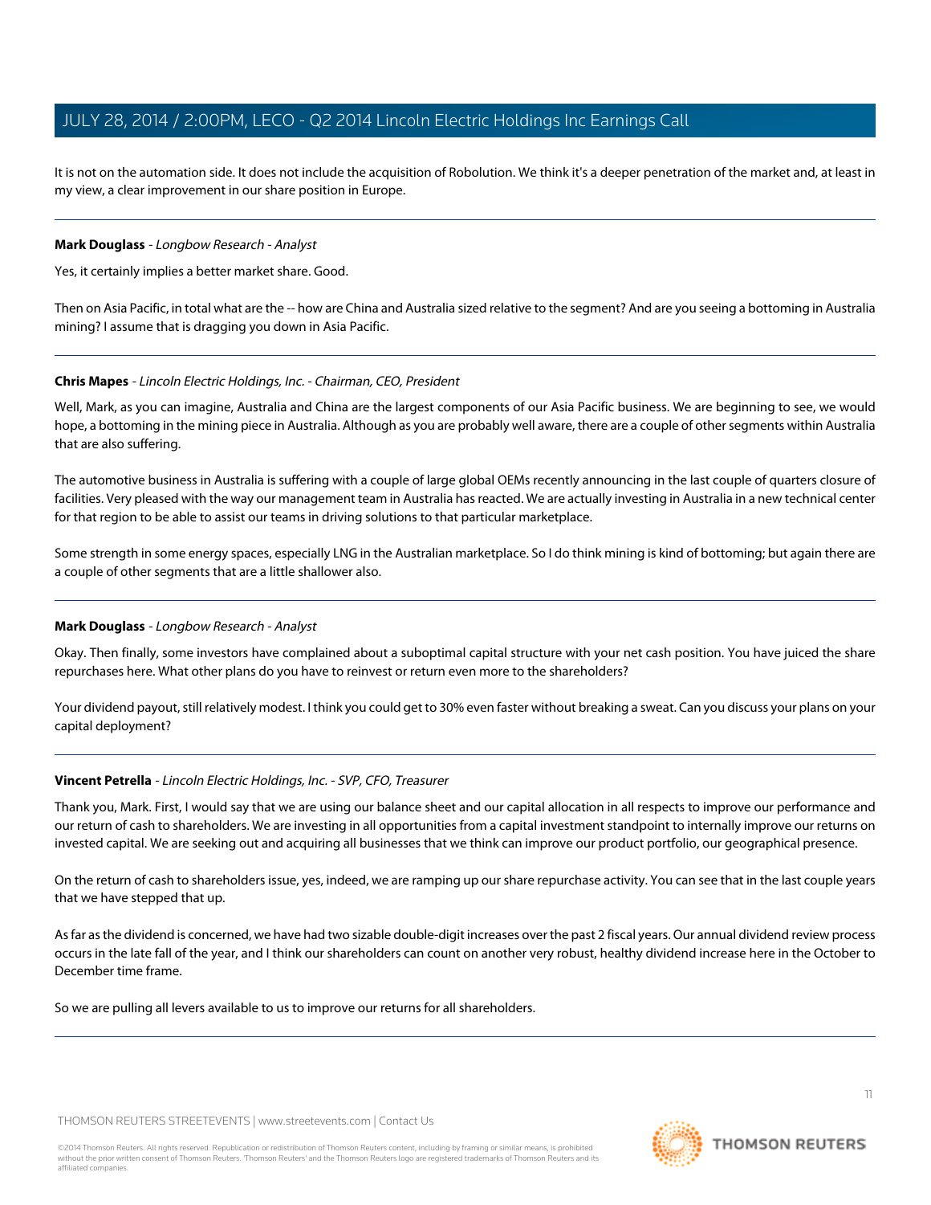It is not on the automation side. It does not include the acquisition of Robolution. We think it's a deeper penetration of the market and, at least in my view, a clear improvement in our share position in Europe.

---

**Mark Douglass** - *Longbow Research - Analyst*

Yes, it certainly implies a better market share. Good.

Then on Asia Pacific, in total what are the -- how are China and Australia sized relative to the segment? And are you seeing a bottoming in Australia mining? I assume that is dragging you down in Asia Pacific.

---

**Chris Mapes** - *Lincoln Electric Holdings, Inc. - Chairman, CEO, President*

Well, Mark, as you can imagine, Australia and China are the largest components of our Asia Pacific business. We are beginning to see, we would hope, a bottoming in the mining piece in Australia. Although as you are probably well aware, there are a couple of other segments within Australia that are also suffering.

The automotive business in Australia is suffering with a couple of large global OEMs recently announcing in the last couple of quarters closure of facilities. Very pleased with the way our management team in Australia has reacted. We are actually investing in Australia in a new technical center for that region to be able to assist our teams in driving solutions to that particular marketplace.

Some strength in some energy spaces, especially LNG in the Australian marketplace. So I do think mining is kind of bottoming; but again there are a couple of other segments that are a little shallower also.

---

**Mark Douglass** - *Longbow Research - Analyst*

Okay. Then finally, some investors have complained about a suboptimal capital structure with your net cash position. You have juiced the share repurchases here. What other plans do you have to reinvest or return even more to the shareholders?

Your dividend payout, still relatively modest. I think you could get to 30% even faster without breaking a sweat. Can you discuss your plans on your capital deployment?

---

**Vincent Petrella** - *Lincoln Electric Holdings, Inc. - SVP, CFO, Treasurer*

Thank you, Mark. First, I would say that we are using our balance sheet and our capital allocation in all respects to improve our performance and our return of cash to shareholders. We are investing in all opportunities from a capital investment standpoint to internally improve our returns on invested capital. We are seeking out and acquiring all businesses that we think can improve our product portfolio, our geographical presence.

On the return of cash to shareholders issue, yes, indeed, we are ramping up our share repurchase activity. You can see that in the last couple years that we have stepped that up.

As far as the dividend is concerned, we have had two sizable double-digit increases over the past 2 fiscal years. Our annual dividend review process occurs in the late fall of the year, and I think our shareholders can count on another very robust, healthy dividend increase here in the October to December time frame.

So we are pulling all levers available to us to improve our returns for all shareholders.

---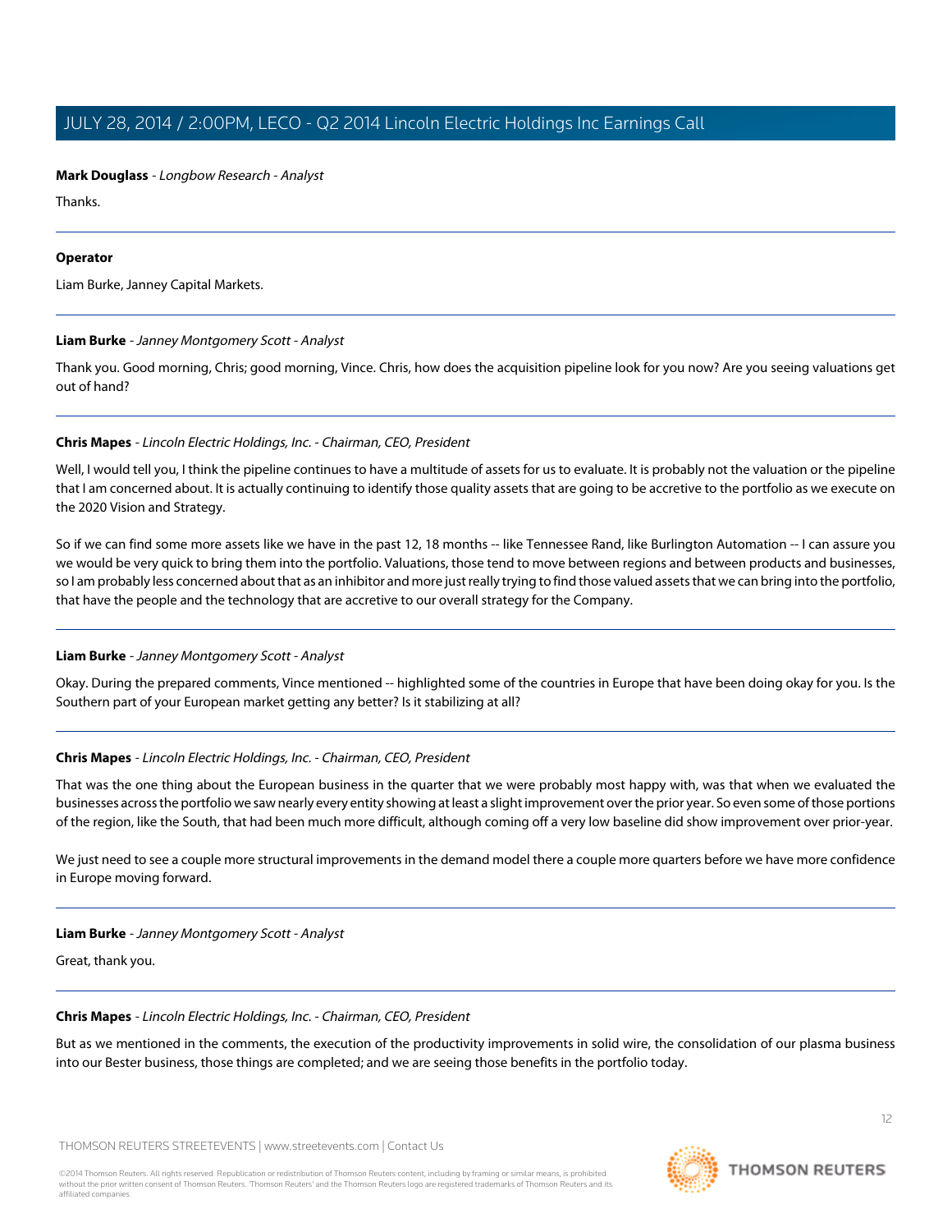**Mark Douglass** - *Longbow Research - Analyst*

Thanks.

---

**Operator**

Liam Burke, Janney Capital Markets.

---

**Liam Burke** - *Janney Montgomery Scott - Analyst*

Thank you. Good morning, Chris; good morning, Vince. Chris, how does the acquisition pipeline look for you now? Are you seeing valuations get out of hand?

---

**Chris Mapes** - *Lincoln Electric Holdings, Inc. - Chairman, CEO, President*

Well, I would tell you, I think the pipeline continues to have a multitude of assets for us to evaluate. It is probably not the valuation or the pipeline that I am concerned about. It is actually continuing to identify those quality assets that are going to be accretive to the portfolio as we execute on the 2020 Vision and Strategy.

So if we can find some more assets like we have in the past 12, 18 months -- like Tennessee Rand, like Burlington Automation -- I can assure you we would be very quick to bring them into the portfolio. Valuations, those tend to move between regions and between products and businesses, so I am probably less concerned about that as an inhibitor and more just really trying to find those valued assets that we can bring into the portfolio, that have the people and the technology that are accretive to our overall strategy for the Company.

---

**Liam Burke** - *Janney Montgomery Scott - Analyst*

Okay. During the prepared comments, Vince mentioned -- highlighted some of the countries in Europe that have been doing okay for you. Is the Southern part of your European market getting any better? Is it stabilizing at all?

---

**Chris Mapes** - *Lincoln Electric Holdings, Inc. - Chairman, CEO, President*

That was the one thing about the European business in the quarter that we were probably most happy with, was that when we evaluated the businesses across the portfolio we saw nearly every entity showing at least a slight improvement over the prior year. So even some of those portions of the region, like the South, that had been much more difficult, although coming off a very low baseline did show improvement over prior-year.

We just need to see a couple more structural improvements in the demand model there a couple more quarters before we have more confidence in Europe moving forward.

---

**Liam Burke** - *Janney Montgomery Scott - Analyst*

Great, thank you.

---

**Chris Mapes** - *Lincoln Electric Holdings, Inc. - Chairman, CEO, President*

But as we mentioned in the comments, the execution of the productivity improvements in solid wire, the consolidation of our plasma business into our Bester business, those things are completed; and we are seeing those benefits in the portfolio today.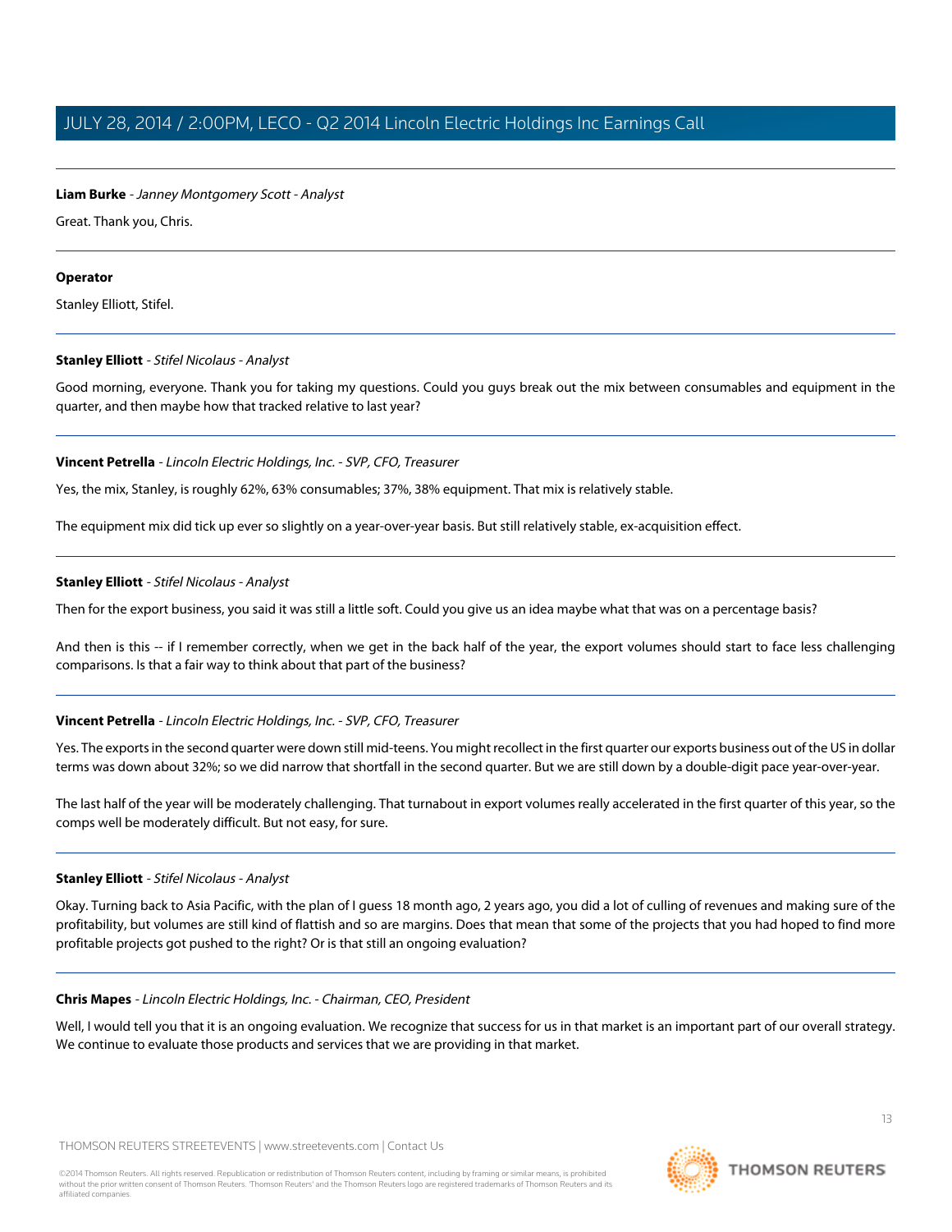**Liam Burke** - *Janney Montgomery Scott - Analyst*

Great. Thank you, Chris.

---

**Operator**

Stanley Elliott, Stifel.

---

**Stanley Elliott** - *Stifel Nicolaus - Analyst*

Good morning, everyone. Thank you for taking my questions. Could you guys break out the mix between consumables and equipment in the quarter, and then maybe how that tracked relative to last year?

---

**Vincent Petrella** - *Lincoln Electric Holdings, Inc. - SVP, CFO, Treasurer*

Yes, the mix, Stanley, is roughly 62%, 63% consumables; 37%, 38% equipment. That mix is relatively stable.

The equipment mix did tick up ever so slightly on a year-over-year basis. But still relatively stable, ex-acquisition effect.

---

**Stanley Elliott** - *Stifel Nicolaus - Analyst*

Then for the export business, you said it was still a little soft. Could you give us an idea maybe what that was on a percentage basis?

And then is this -- if I remember correctly, when we get in the back half of the year, the export volumes should start to face less challenging comparisons. Is that a fair way to think about that part of the business?

---

**Vincent Petrella** - *Lincoln Electric Holdings, Inc. - SVP, CFO, Treasurer*

Yes. The exports in the second quarter were down still mid-teens. You might recollect in the first quarter our exports business out of the US in dollar terms was down about 32%; so we did narrow that shortfall in the second quarter. But we are still down by a double-digit pace year-over-year.

The last half of the year will be moderately challenging. That turnabout in export volumes really accelerated in the first quarter of this year, so the comps well be moderately difficult. But not easy, for sure.

---

**Stanley Elliott** - *Stifel Nicolaus - Analyst*

Okay. Turning back to Asia Pacific, with the plan of I guess 18 month ago, 2 years ago, you did a lot of culling of revenues and making sure of the profitability, but volumes are still kind of flattish and so are margins. Does that mean that some of the projects that you had hoped to find more profitable projects got pushed to the right? Or is that still an ongoing evaluation?

---

**Chris Mapes** - *Lincoln Electric Holdings, Inc. - Chairman, CEO, President*

Well, I would tell you that it is an ongoing evaluation. We recognize that success for us in that market is an important part of our overall strategy. We continue to evaluate those products and services that we are providing in that market.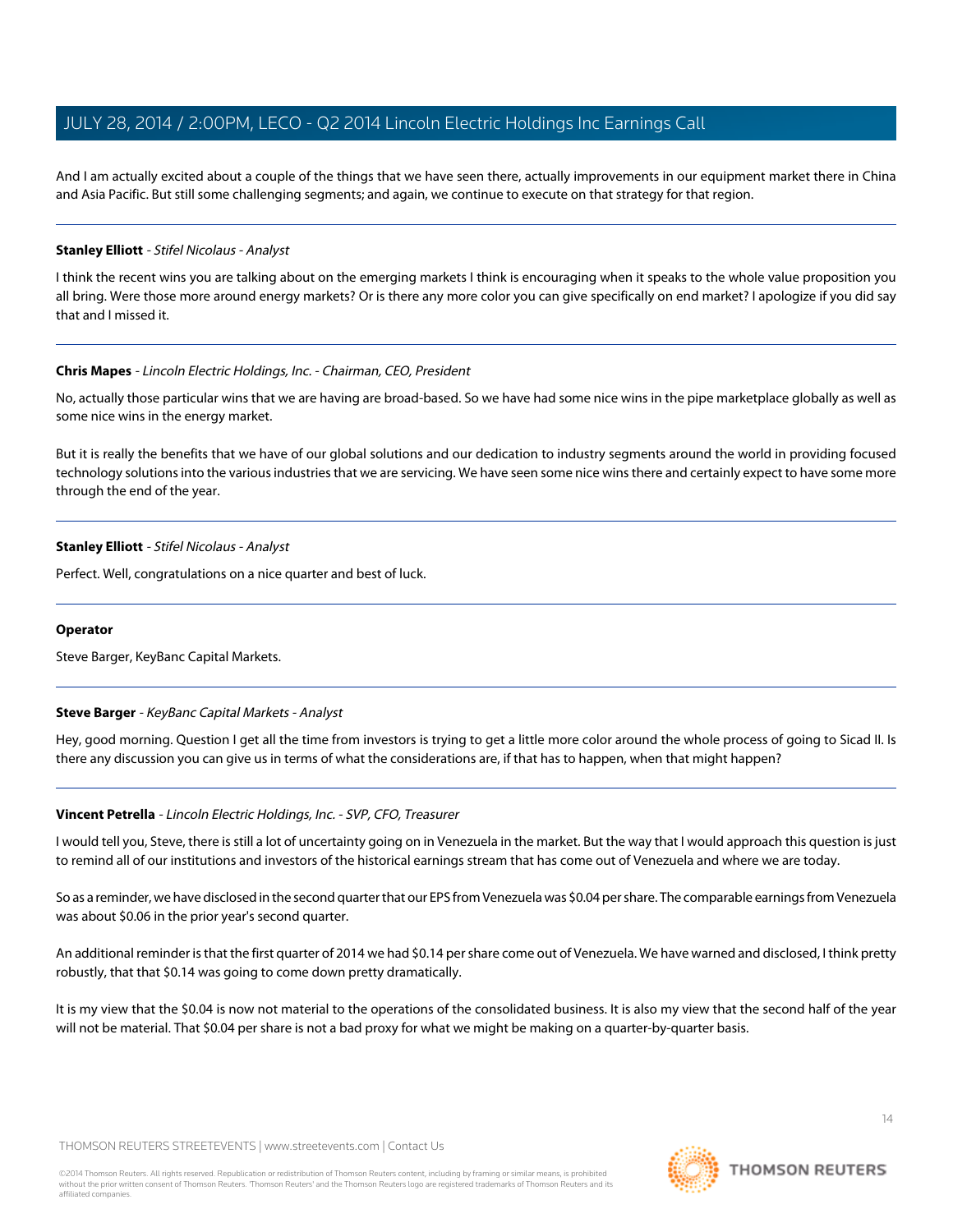And I am actually excited about a couple of the things that we have seen there, actually improvements in our equipment market there in China and Asia Pacific. But still some challenging segments; and again, we continue to execute on that strategy for that region.

---

**Stanley Elliott** - *Stifel Nicolaus - Analyst*

I think the recent wins you are talking about on the emerging markets I think is encouraging when it speaks to the whole value proposition you all bring. Were those more around energy markets? Or is there any more color you can give specifically on end market? I apologize if you did say that and I missed it.

---

**Chris Mapes** - *Lincoln Electric Holdings, Inc. - Chairman, CEO, President*

No, actually those particular wins that we are having are broad-based. So we have had some nice wins in the pipe marketplace globally as well as some nice wins in the energy market.

But it is really the benefits that we have of our global solutions and our dedication to industry segments around the world in providing focused technology solutions into the various industries that we are servicing. We have seen some nice wins there and certainly expect to have some more through the end of the year.

---

**Stanley Elliott** - *Stifel Nicolaus - Analyst*

Perfect. Well, congratulations on a nice quarter and best of luck.

---

**Operator**

Steve Barger, KeyBanc Capital Markets.

---

**Steve Barger** - *KeyBanc Capital Markets - Analyst*

Hey, good morning. Question I get all the time from investors is trying to get a little more color around the whole process of going to Sicad II. Is there any discussion you can give us in terms of what the considerations are, if that has to happen, when that might happen?

---

**Vincent Petrella** - *Lincoln Electric Holdings, Inc. - SVP, CFO, Treasurer*

I would tell you, Steve, there is still a lot of uncertainty going on in Venezuela in the market. But the way that I would approach this question is just to remind all of our institutions and investors of the historical earnings stream that has come out of Venezuela and where we are today.

So as a reminder, we have disclosed in the second quarter that our EPS from Venezuela was $0.04 per share. The comparable earnings from Venezuela was about $0.06 in the prior year's second quarter.

An additional reminder is that the first quarter of 2014 we had $0.14 per share come out of Venezuela. We have warned and disclosed, I think pretty robustly, that that $0.14 was going to come down pretty dramatically.

It is my view that the $0.04 is now not material to the operations of the consolidated business. It is also my view that the second half of the year will not be material. That $0.04 per share is not a bad proxy for what we might be making on a quarter-by-quarter basis.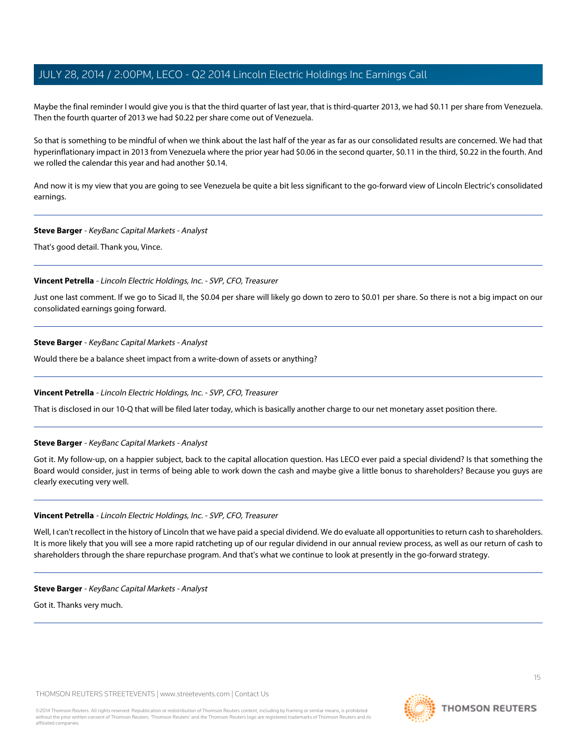Maybe the final reminder I would give you is that the third quarter of last year, that is third-quarter 2013, we had $0.11 per share from Venezuela. Then the fourth quarter of 2013 we had $0.22 per share come out of Venezuela.

So that is something to be mindful of when we think about the last half of the year as far as our consolidated results are concerned. We had that hyperinflationary impact in 2013 from Venezuela where the prior year had $0.06 in the second quarter, $0.11 in the third, $0.22 in the fourth. And we rolled the calendar this year and had another $0.14.

And now it is my view that you are going to see Venezuela be quite a bit less significant to the go-forward view of Lincoln Electric's consolidated earnings.

---

**Steve Barger** - *KeyBanc Capital Markets - Analyst*

That's good detail. Thank you, Vince.

---

**Vincent Petrella** - *Lincoln Electric Holdings, Inc. - SVP, CFO, Treasurer*

Just one last comment. If we go to Sicad II, the $0.04 per share will likely go down to zero to $0.01 per share. So there is not a big impact on our consolidated earnings going forward.

---

**Steve Barger** - *KeyBanc Capital Markets - Analyst*

Would there be a balance sheet impact from a write-down of assets or anything?

---

**Vincent Petrella** - *Lincoln Electric Holdings, Inc. - SVP, CFO, Treasurer*

That is disclosed in our 10-Q that will be filed later today, which is basically another charge to our net monetary asset position there.

---

**Steve Barger** - *KeyBanc Capital Markets - Analyst*

Got it. My follow-up, on a happier subject, back to the capital allocation question. Has LECO ever paid a special dividend? Is that something the Board would consider, just in terms of being able to work down the cash and maybe give a little bonus to shareholders? Because you guys are clearly executing very well.

---

**Vincent Petrella** - *Lincoln Electric Holdings, Inc. - SVP, CFO, Treasurer*

Well, I can't recollect in the history of Lincoln that we have paid a special dividend. We do evaluate all opportunities to return cash to shareholders. It is more likely that you will see a more rapid ratcheting up of our regular dividend in our annual review process, as well as our return of cash to shareholders through the share repurchase program. And that's what we continue to look at presently in the go-forward strategy.

---

**Steve Barger** - *KeyBanc Capital Markets - Analyst*

Got it. Thanks very much.

---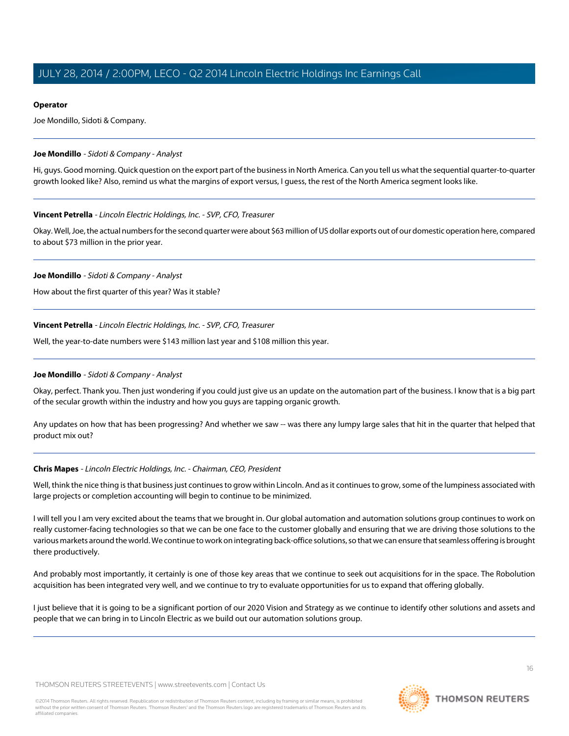**Operator**

Joe Mondillo, Sidoti & Company.

---

**Joe Mondillo** - *Sidoti & Company - Analyst*

Hi, guys. Good morning. Quick question on the export part of the business in North America. Can you tell us what the sequential quarter-to-quarter growth looked like? Also, remind us what the margins of export versus, I guess, the rest of the North America segment looks like.

---

**Vincent Petrella** - *Lincoln Electric Holdings, Inc. - SVP, CFO, Treasurer*

Okay. Well, Joe, the actual numbers for the second quarter were about $63 million of US dollar exports out of our domestic operation here, compared to about $73 million in the prior year.

---

**Joe Mondillo** - *Sidoti & Company - Analyst*

How about the first quarter of this year? Was it stable?

---

**Vincent Petrella** - *Lincoln Electric Holdings, Inc. - SVP, CFO, Treasurer*

Well, the year-to-date numbers were $143 million last year and $108 million this year.

---

**Joe Mondillo** - *Sidoti & Company - Analyst*

Okay, perfect. Thank you. Then just wondering if you could just give us an update on the automation part of the business. I know that is a big part of the secular growth within the industry and how you guys are tapping organic growth.

Any updates on how that has been progressing? And whether we saw -- was there any lumpy large sales that hit in the quarter that helped that product mix out?

---

**Chris Mapes** - *Lincoln Electric Holdings, Inc. - Chairman, CEO, President*

Well, think the nice thing is that business just continues to grow within Lincoln. And as it continues to grow, some of the lumpiness associated with large projects or completion accounting will begin to continue to be minimized.

I will tell you I am very excited about the teams that we brought in. Our global automation and automation solutions group continues to work on really customer-facing technologies so that we can be one face to the customer globally and ensuring that we are driving those solutions to the various markets around the world. We continue to work on integrating back-office solutions, so that we can ensure that seamless offering is brought there productively.

And probably most importantly, it certainly is one of those key areas that we continue to seek out acquisitions for in the space. The Robolution acquisition has been integrated very well, and we continue to try to evaluate opportunities for us to expand that offering globally.

I just believe that it is going to be a significant portion of our 2020 Vision and Strategy as we continue to identify other solutions and assets and people that we can bring in to Lincoln Electric as we build out our automation solutions group.

---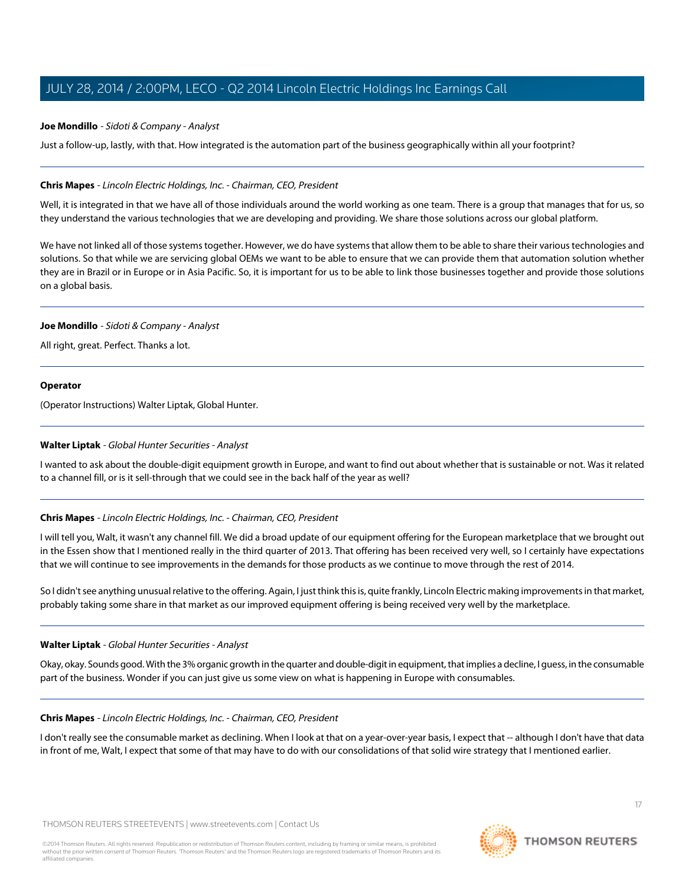**Joe Mondillo** - *Sidoti & Company - Analyst*

Just a follow-up, lastly, with that. How integrated is the automation part of the business geographically within all your footprint?

---

**Chris Mapes** - *Lincoln Electric Holdings, Inc. - Chairman, CEO, President*

Well, it is integrated in that we have all of those individuals around the world working as one team. There is a group that manages that for us, so they understand the various technologies that we are developing and providing. We share those solutions across our global platform.

We have not linked all of those systems together. However, we do have systems that allow them to be able to share their various technologies and solutions. So that while we are servicing global OEMs we want to be able to ensure that we can provide them that automation solution whether they are in Brazil or in Europe or in Asia Pacific. So, it is important for us to be able to link those businesses together and provide those solutions on a global basis.

---

**Joe Mondillo** - *Sidoti & Company - Analyst*

All right, great. Perfect. Thanks a lot.

---

**Operator**

(Operator Instructions) Walter Liptak, Global Hunter.

---

**Walter Liptak** - *Global Hunter Securities - Analyst*

I wanted to ask about the double-digit equipment growth in Europe, and want to find out about whether that is sustainable or not. Was it related to a channel fill, or is it sell-through that we could see in the back half of the year as well?

---

**Chris Mapes** - *Lincoln Electric Holdings, Inc. - Chairman, CEO, President*

I will tell you, Walt, it wasn't any channel fill. We did a broad update of our equipment offering for the European marketplace that we brought out in the Essen show that I mentioned really in the third quarter of 2013. That offering has been received very well, so I certainly have expectations that we will continue to see improvements in the demands for those products as we continue to move through the rest of 2014.

So I didn't see anything unusual relative to the offering. Again, I just think this is, quite frankly, Lincoln Electric making improvements in that market, probably taking some share in that market as our improved equipment offering is being received very well by the marketplace.

---

**Walter Liptak** - *Global Hunter Securities - Analyst*

Okay, okay. Sounds good. With the 3% organic growth in the quarter and double-digit in equipment, that implies a decline, I guess, in the consumable part of the business. Wonder if you can just give us some view on what is happening in Europe with consumables.

---

**Chris Mapes** - *Lincoln Electric Holdings, Inc. - Chairman, CEO, President*

I don't really see the consumable market as declining. When I look at that on a year-over-year basis, I expect that -- although I don't have that data in front of me, Walt, I expect that some of that may have to do with our consolidations of that solid wire strategy that I mentioned earlier.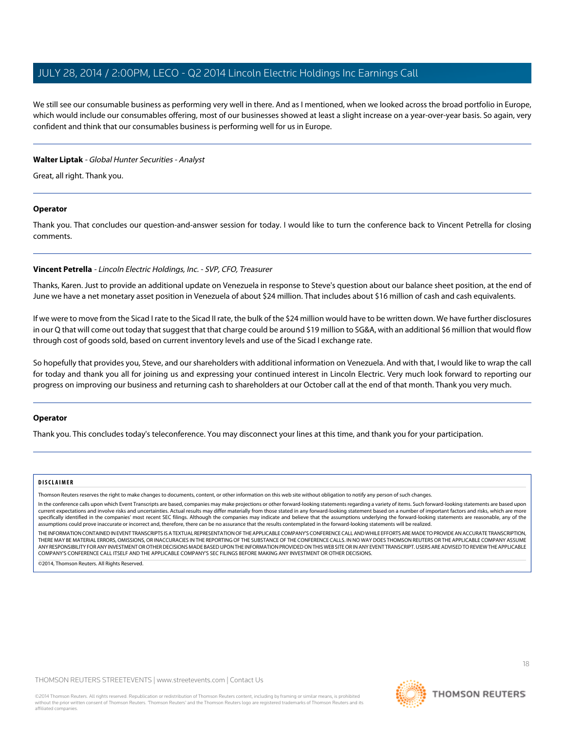We still see our consumable business as performing very well in there. And as I mentioned, when we looked across the broad portfolio in Europe, which would include our consumables offering, most of our businesses showed at least a slight increase on a year-over-year basis. So again, very confident and think that our consumables business is performing well for us in Europe.

---

**Walter Liptak** - *Global Hunter Securities - Analyst*

Great, all right. Thank you.

---

**Operator**

Thank you. That concludes our question-and-answer session for today. I would like to turn the conference back to Vincent Petrella for closing comments.

---

**Vincent Petrella** - *Lincoln Electric Holdings, Inc. - SVP, CFO, Treasurer*

Thanks, Karen. Just to provide an additional update on Venezuela in response to Steve's question about our balance sheet position, at the end of June we have a net monetary asset position in Venezuela of about $24 million. That includes about $16 million of cash and cash equivalents.

If we were to move from the Sicad I rate to the Sicad II rate, the bulk of the $24 million would have to be written down. We have further disclosures in our Q that will come out today that suggest that that charge could be around $19 million to SG&A, with an additional $6 million that would flow through cost of goods sold, based on current inventory levels and use of the Sicad I exchange rate.

So hopefully that provides you, Steve, and our shareholders with additional information on Venezuela. And with that, I would like to wrap the call for today and thank you all for joining us and expressing your continued interest in Lincoln Electric. Very much look forward to reporting our progress on improving our business and returning cash to shareholders at our October call at the end of that month. Thank you very much.

---

**Operator**

Thank you. This concludes today's teleconference. You may disconnect your lines at this time, and thank you for your participation.

---

**DISCLAIMER**

Thomson Reuters reserves the right to make changes to documents, content, or other information on this web site without obligation to notify any person of such changes.

In the conference calls upon which Event Transcripts are based, companies may make projections or other forward-looking statements regarding a variety of items. Such forward-looking statements are based upon current expectations and involve risks and uncertainties. Actual results may differ materially from those stated in any forward-looking statement based on a number of important factors and risks, which are more specifically identified in the companies' most recent SEC filings. Although the companies may indicate and believe that the assumptions underlying the forward-looking statements are reasonable, any of the assumptions could prove inaccurate or incorrect and, therefore, there can be no assurance that the results contemplated in the forward-looking statements will be realized.

THE INFORMATION CONTAINED IN EVENT TRANSCRIPTS IS A TEXTUAL REPRESENTATION OF THE APPLICABLE COMPANY'S CONFERENCE CALL AND WHILE EFFORTS ARE MADE TO PROVIDE AN ACCURATE TRANSCRIPTION, THERE MAY BE MATERIAL ERRORS, OMISSIONS, OR INACCURACIES IN THE REPORTING OF THE SUBSTANCE OF THE CONFERENCE CALLS. IN NO WAY DOES THOMSON REUTERS OR THE APPLICABLE COMPANY ASSUME ANY RESPONSIBILITY FOR ANY INVESTMENT OR OTHER DECISIONS MADE BASED UPON THE INFORMATION PROVIDED ON THIS WEB SITE OR IN ANY EVENT TRANSCRIPT. USERS ARE ADVISED TO REVIEW THE APPLICABLE COMPANY'S CONFERENCE CALL ITSELF AND THE APPLICABLE COMPANY'S SEC FILINGS BEFORE MAKING ANY INVESTMENT OR OTHER DECISIONS.

©2014, Thomson Reuters. All Rights Reserved.